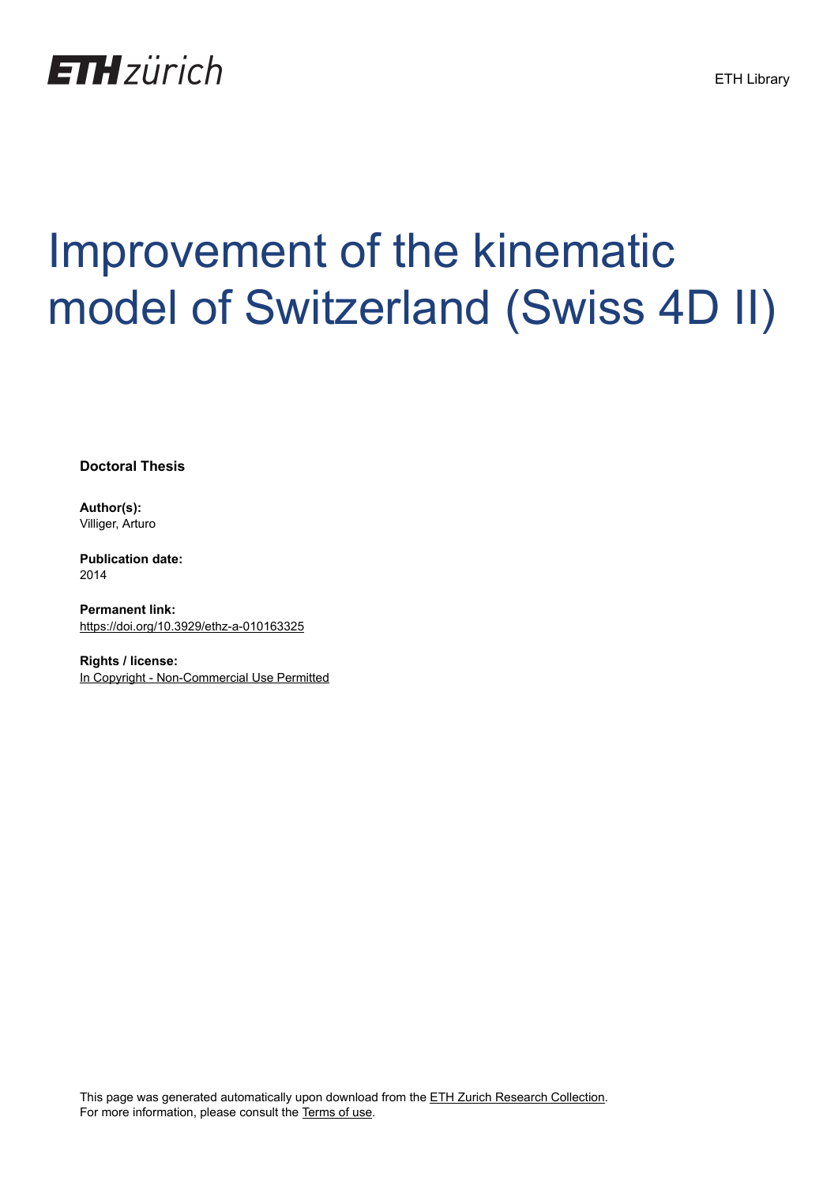ETH zürich

ETH Library

# Improvement of the kinematic model of Switzerland (Swiss 4D II)

**Doctoral Thesis**

**Author(s):**
Villiger, Arturo

**Publication date:**
2014

**Permanent link:**
https://doi.org/10.3929/ethz-a-010163325

**Rights / license:**
In Copyright - Non-Commercial Use Permitted

This page was generated automatically upon download from the ETH Zurich Research Collection.
For more information, please consult the Terms of use.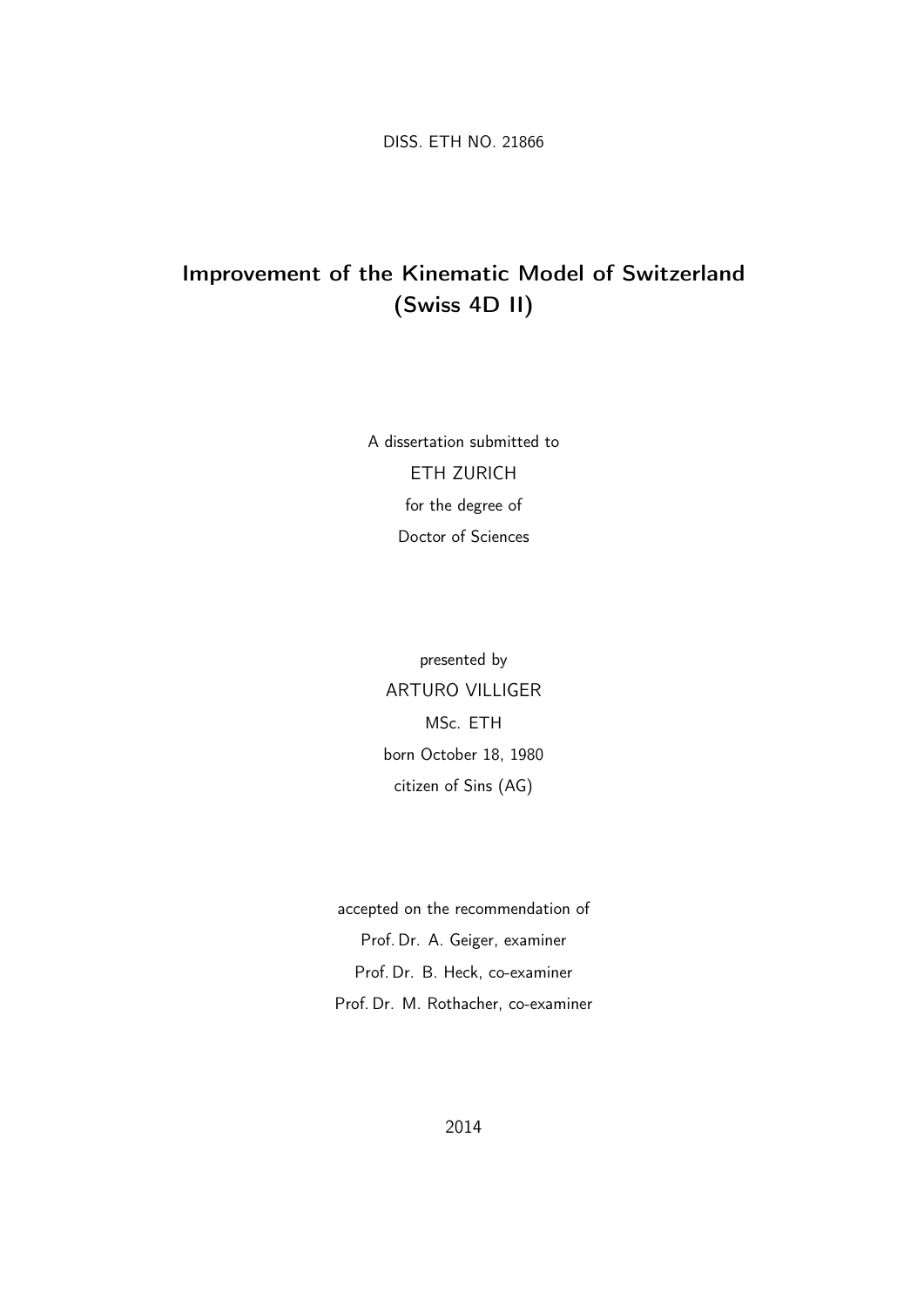DISS. ETH NO. 21866

# Improvement of the Kinematic Model of Switzerland (Swiss 4D II)

A dissertation submitted to

ETH ZURICH

for the degree of

Doctor of Sciences

presented by

ARTURO VILLIGER

MSc. ETH

born October 18, 1980

citizen of Sins (AG)

accepted on the recommendation of

Prof. Dr. A. Geiger, examiner

Prof. Dr. B. Heck, co-examiner

Prof. Dr. M. Rothacher, co-examiner

2014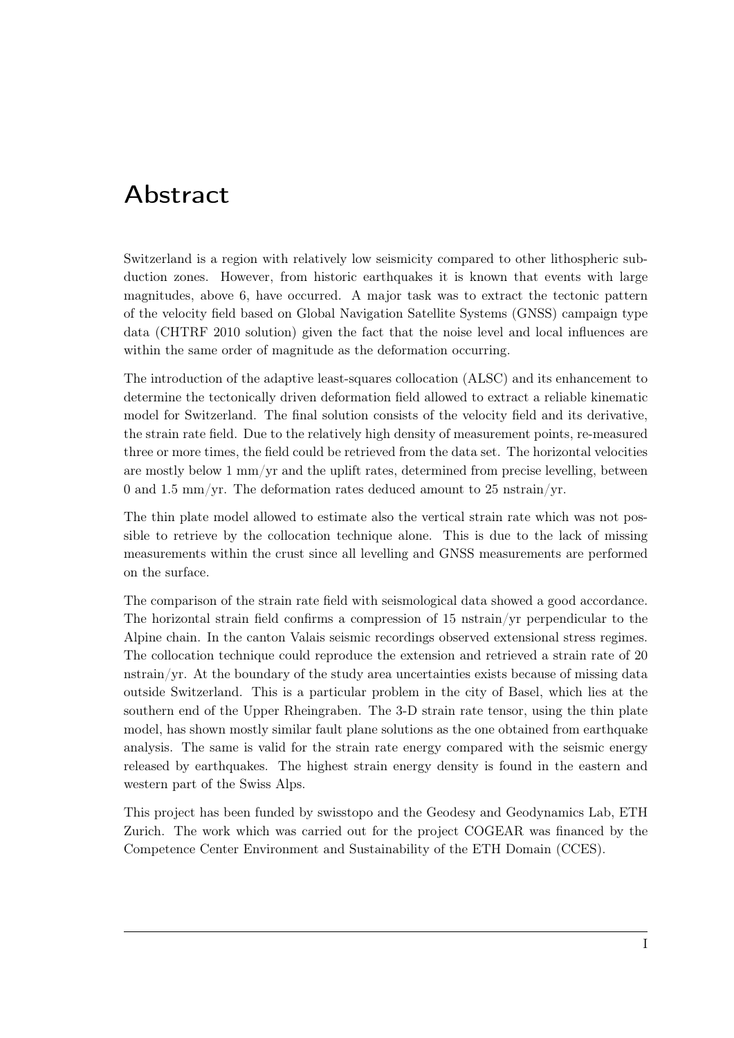# Abstract

Switzerland is a region with relatively low seismicity compared to other lithospheric subduction zones. However, from historic earthquakes it is known that events with large magnitudes, above 6, have occurred. A major task was to extract the tectonic pattern of the velocity field based on Global Navigation Satellite Systems (GNSS) campaign type data (CHTRF 2010 solution) given the fact that the noise level and local influences are within the same order of magnitude as the deformation occurring.

The introduction of the adaptive least-squares collocation (ALSC) and its enhancement to determine the tectonically driven deformation field allowed to extract a reliable kinematic model for Switzerland. The final solution consists of the velocity field and its derivative, the strain rate field. Due to the relatively high density of measurement points, re-measured three or more times, the field could be retrieved from the data set. The horizontal velocities are mostly below 1 mm/yr and the uplift rates, determined from precise levelling, between 0 and 1.5 mm/yr. The deformation rates deduced amount to 25 nstrain/yr.

The thin plate model allowed to estimate also the vertical strain rate which was not possible to retrieve by the collocation technique alone. This is due to the lack of missing measurements within the crust since all levelling and GNSS measurements are performed on the surface.

The comparison of the strain rate field with seismological data showed a good accordance. The horizontal strain field confirms a compression of 15 nstrain/yr perpendicular to the Alpine chain. In the canton Valais seismic recordings observed extensional stress regimes. The collocation technique could reproduce the extension and retrieved a strain rate of 20 nstrain/yr. At the boundary of the study area uncertainties exists because of missing data outside Switzerland. This is a particular problem in the city of Basel, which lies at the southern end of the Upper Rheingraben. The 3-D strain rate tensor, using the thin plate model, has shown mostly similar fault plane solutions as the one obtained from earthquake analysis. The same is valid for the strain rate energy compared with the seismic energy released by earthquakes. The highest strain energy density is found in the eastern and western part of the Swiss Alps.

This project has been funded by swisstopo and the Geodesy and Geodynamics Lab, ETH Zurich. The work which was carried out for the project COGEAR was financed by the Competence Center Environment and Sustainability of the ETH Domain (CCES).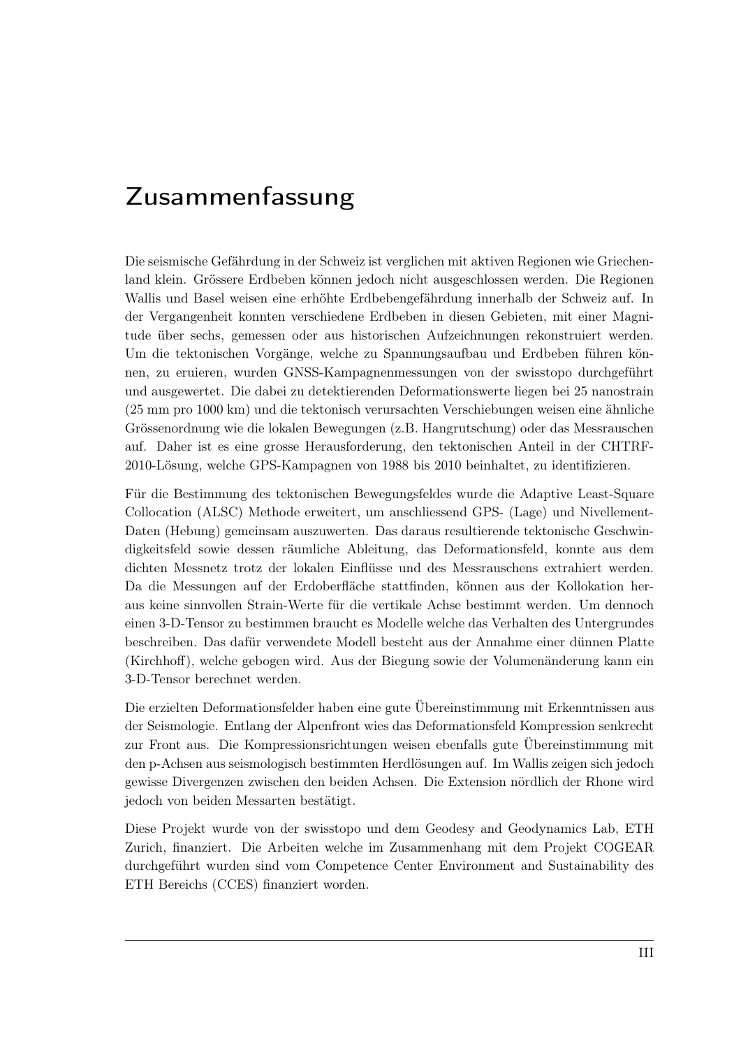# Zusammenfassung

Die seismische Gefährdung in der Schweiz ist verglichen mit aktiven Regionen wie Griechenland klein. Grössere Erdbeben können jedoch nicht ausgeschlossen werden. Die Regionen Wallis und Basel weisen eine erhöhte Erdbebengefährdung innerhalb der Schweiz auf. In der Vergangenheit konnten verschiedene Erdbeben in diesen Gebieten, mit einer Magnitude über sechs, gemessen oder aus historischen Aufzeichnungen rekonstruiert werden. Um die tektonischen Vorgänge, welche zu Spannungsaufbau und Erdbeben führen können, zu eruieren, wurden GNSS-Kampagnenmessungen von der swisstopo durchgeführt und ausgewertet. Die dabei zu detektierenden Deformationswerte liegen bei 25 nanostrain (25 mm pro 1000 km) und die tektonisch verursachten Verschiebungen weisen eine ähnliche Grössenordnung wie die lokalen Bewegungen (z.B. Hangrutschung) oder das Messrauschen auf. Daher ist es eine grosse Herausforderung, den tektonischen Anteil in der CHTRF-2010-Lösung, welche GPS-Kampagnen von 1988 bis 2010 beinhaltet, zu identifizieren.

Für die Bestimmung des tektonischen Bewegungsfeldes wurde die Adaptive Least-Square Collocation (ALSC) Methode erweitert, um anschliessend GPS- (Lage) und Nivellement-Daten (Hebung) gemeinsam auszuwerten. Das daraus resultierende tektonische Geschwindigkeitsfeld sowie dessen räumliche Ableitung, das Deformationsfeld, konnte aus dem dichten Messnetz trotz der lokalen Einflüsse und des Messrauschens extrahiert werden. Da die Messungen auf der Erdoberfläche stattfinden, können aus der Kollokation heraus keine sinnvollen Strain-Werte für die vertikale Achse bestimmt werden. Um dennoch einen 3-D-Tensor zu bestimmen braucht es Modelle welche das Verhalten des Untergrundes beschreiben. Das dafür verwendete Modell besteht aus der Annahme einer dünnen Platte (Kirchhoff), welche gebogen wird. Aus der Biegung sowie der Volumenänderung kann ein 3-D-Tensor berechnet werden.

Die erzielten Deformationsfelder haben eine gute Übereinstimmung mit Erkenntnissen aus der Seismologie. Entlang der Alpenfront wies das Deformationsfeld Kompression senkrecht zur Front aus. Die Kompressionsrichtungen weisen ebenfalls gute Übereinstimmung mit den p-Achsen aus seismologisch bestimmten Herdlösungen auf. Im Wallis zeigen sich jedoch gewisse Divergenzen zwischen den beiden Achsen. Die Extension nördlich der Rhone wird jedoch von beiden Messarten bestätigt.

Diese Projekt wurde von der swisstopo und dem Geodesy and Geodynamics Lab, ETH Zurich, finanziert. Die Arbeiten welche im Zusammenhang mit dem Projekt COGEAR durchgeführt wurden sind vom Competence Center Environment and Sustainability des ETH Bereichs (CCES) finanziert worden.